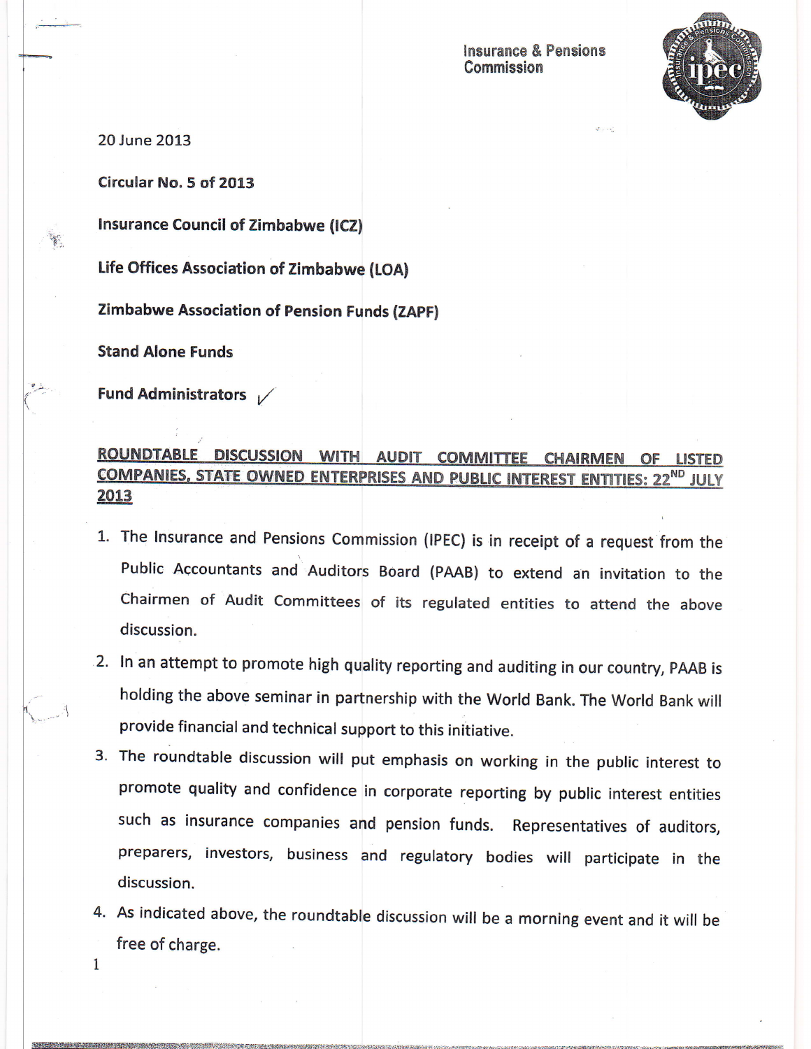Insurance & Pensions Commission

20 June 2013

**Circular No. 5 of 2013**

**Insurance Council of Zimbabwe (ICZ)**

**Life Offices Association of Zimbabwe (LOA)**

**Zimbabwe Association of Pension Funds (ZAPF)**

**Stand Alone Funds**

**Fund Administrators**

**ROUNDTABLE DISCUSSION WITH AUDIT COMMITTEE CHAIRMEN OF LISTED COMPANIES, STATE OWNED ENTERPRISES AND PUBLIC INTEREST ENTITIES: 22ND JULY 2013**

1. The Insurance and Pensions Commission (IPEC) is in receipt of a request from the Public Accountants and Auditors Board (PAAB) to extend an invitation to the Chairmen of Audit Committees of its regulated entities to attend the above discussion.
2. In an attempt to promote high quality reporting and auditing in our country, PAAB is holding the above seminar in partnership with the World Bank. The World Bank will provide financial and technical support to this initiative.
3. The roundtable discussion will put emphasis on working in the public interest to promote quality and confidence in corporate reporting by public interest entities such as insurance companies and pension funds. Representatives of auditors, preparers, investors, business and regulatory bodies will participate in the discussion.
4. As indicated above, the roundtable discussion will be a morning event and it will be free of charge.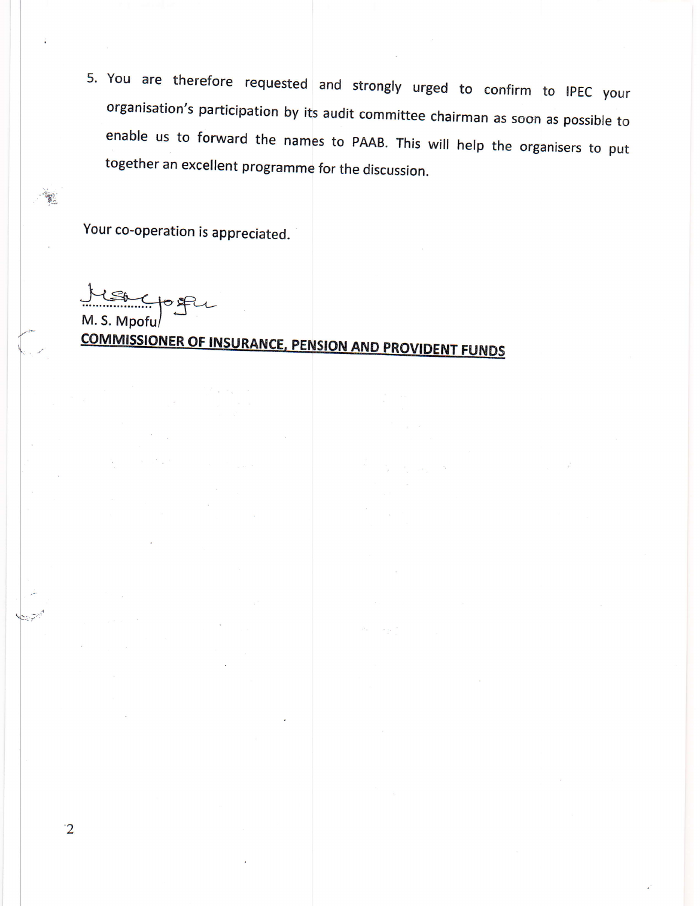5. You are therefore requested and strongly urged to confirm to IPEC your organisation's participation by its audit committee chairman as soon as possible to enable us to forward the names to PAAB. This will help the organisers to put together an excellent programme for the discussion.

Your co-operation is appreciated.

M. S. Mpofu

**COMMISSIONER OF INSURANCE, PENSION AND PROVIDENT FUNDS**